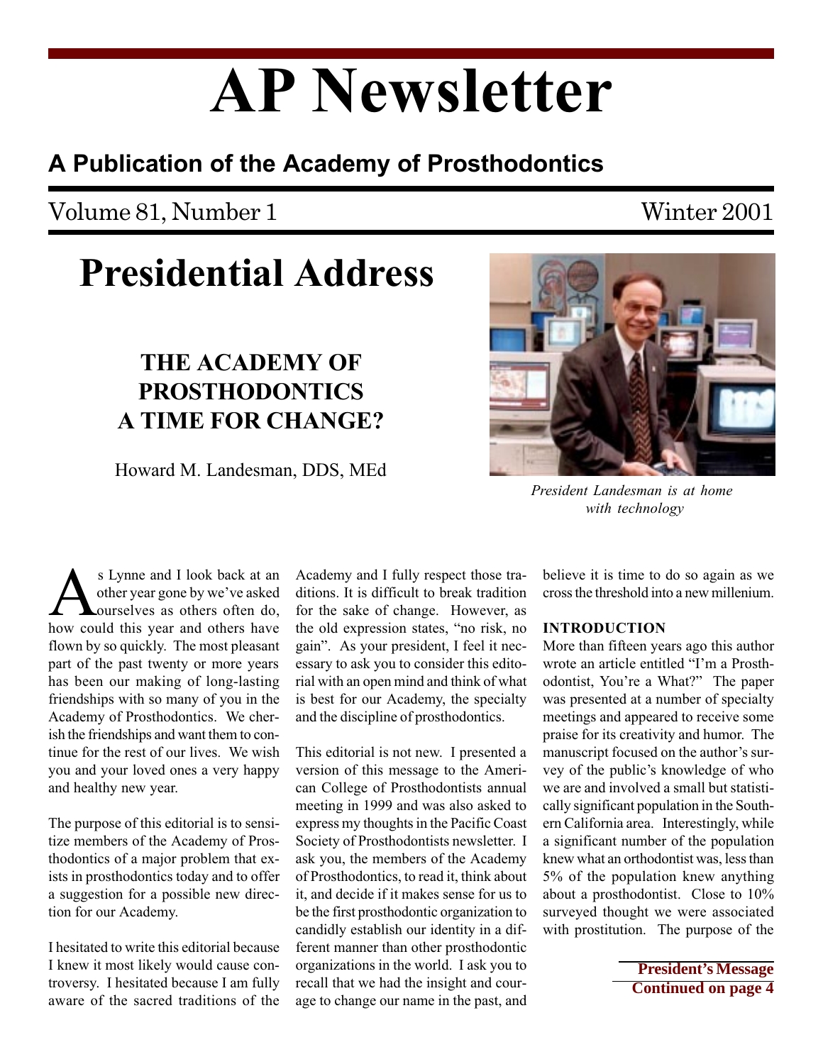# AP Newsletter

## A Publication of the Academy of Prosthodontics

Volume 81, Number 1 Winter 2001

# Presidential Address

## THE ACADEMY OF PROSTHODONTICS A TIME FOR CHANGE?

Howard M. Landesman, DDS, MEd

*President Landesman is at home with technology*

As Lynne and I look back at an other year gone by we've asked ourselves as others often do, how could this year and others have flown by so quickly. The most pleasant part of the past twenty or more years has been our making of long-lasting friendships with so many of you in the Academy of Prosthodontics. We cherish the friendships and want them to continue for the rest of our lives. We wish you and your loved ones a very happy and healthy new year.

The purpose of this editorial is to sensitize members of the Academy of Prosthodontics of a major problem that exists in prosthodontics today and to offer a suggestion for a possible new direction for our Academy.

I hesitated to write this editorial because I knew it most likely would cause controversy. I hesitated because I am fully aware of the sacred traditions of the Academy and I fully respect those traditions. It is difficult to break tradition for the sake of change. However, as the old expression states, "no risk, no gain". As your president, I feel it necessary to ask you to consider this editorial with an open mind and think of what is best for our Academy, the specialty and the discipline of prosthodontics.

This editorial is not new. I presented a version of this message to the American College of Prosthodontists annual meeting in 1999 and was also asked to express my thoughts in the Pacific Coast Society of Prosthodontists newsletter. I ask you, the members of the Academy of Prosthodontics, to read it, think about it, and decide if it makes sense for us to be the first prosthodontic organization to candidly establish our identity in a different manner than other prosthodontic organizations in the world. I ask you to recall that we had the insight and courage to change our name in the past, and believe it is time to do so again as we cross the threshold into a new millenium.

**INTRODUCTION**

More than fifteen years ago this author wrote an article entitled "I'm a Prosthodontist, You're a What?" The paper was presented at a number of specialty meetings and appeared to receive some praise for its creativity and humor. The manuscript focused on the author's survey of the public's knowledge of who we are and involved a small but statistically significant population in the Southern California area. Interestingly, while a significant number of the population knew what an orthodontist was, less than 5% of the population knew anything about a prosthodontist. Close to 10% surveyed thought we were associated with prostitution. The purpose of the

**President's Message Continued on page 4**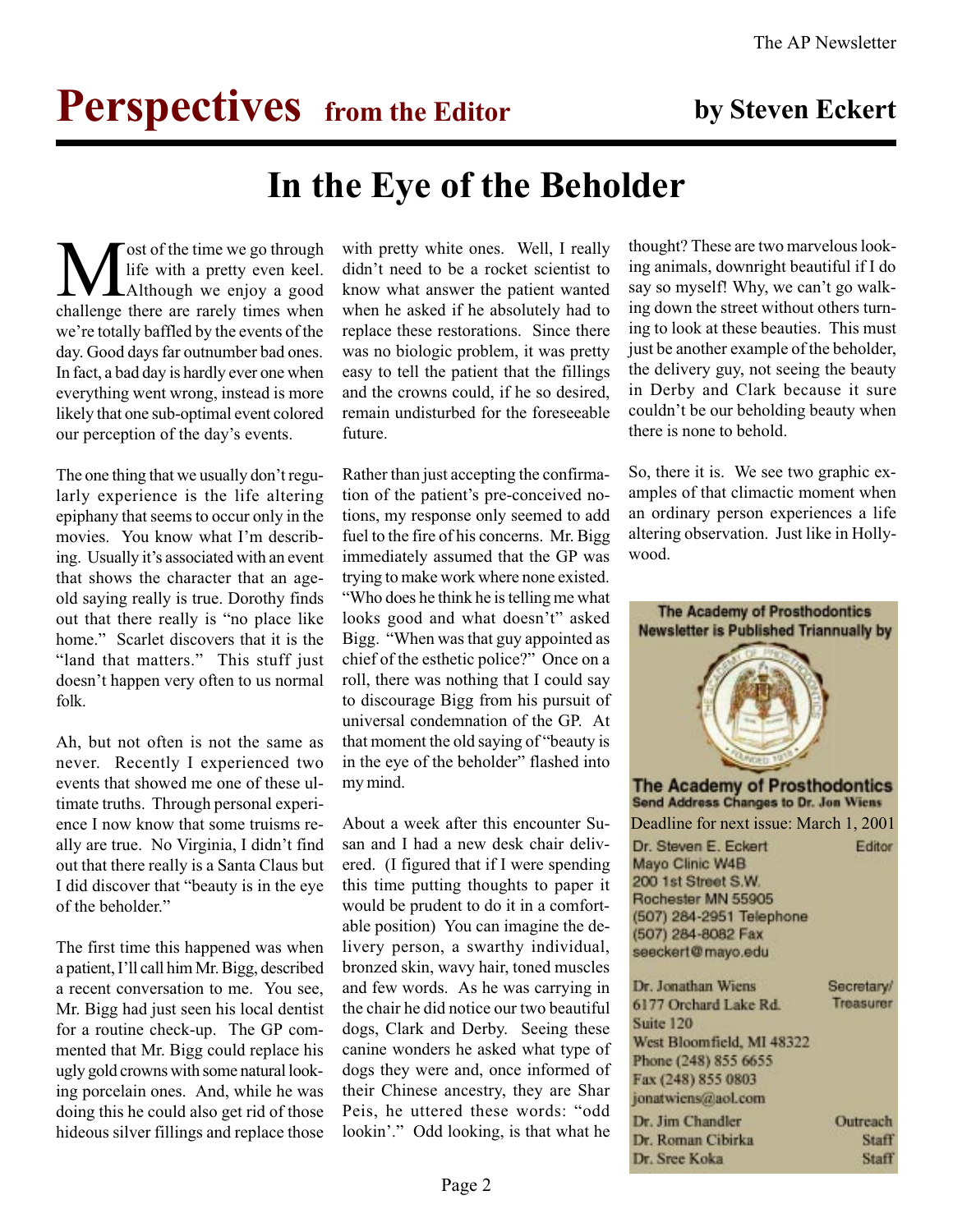# Perspectives from the Editor

**by Steven Eckert**

## In the Eye of the Beholder

Most of the time we go through life with a pretty even keel. Although we enjoy a good challenge there are rarely times when we're totally baffled by the events of the day. Good days far outnumber bad ones. In fact, a bad day is hardly ever one when everything went wrong, instead is more likely that one sub-optimal event colored our perception of the day's events.

The one thing that we usually don't regularly experience is the life altering epiphany that seems to occur only in the movies. You know what I'm describing. Usually it's associated with an event that shows the character that an age-old saying really is true. Dorothy finds out that there really is "no place like home." Scarlet discovers that it is the "land that matters." This stuff just doesn't happen very often to us normal folk.

Ah, but not often is not the same as never. Recently I experienced two events that showed me one of these ultimate truths. Through personal experience I now know that some truisms really are true. No Virginia, I didn't find out that there really is a Santa Claus but I did discover that "beauty is in the eye of the beholder."

The first time this happened was when a patient, I'll call him Mr. Bigg, described a recent conversation to me. You see, Mr. Bigg had just seen his local dentist for a routine check-up. The GP commented that Mr. Bigg could replace his ugly gold crowns with some natural looking porcelain ones. And, while he was doing this he could also get rid of those hideous silver fillings and replace those with pretty white ones. Well, I really didn't need to be a rocket scientist to know what answer the patient wanted when he asked if he absolutely had to replace these restorations. Since there was no biologic problem, it was pretty easy to tell the patient that the fillings and the crowns could, if he so desired, remain undisturbed for the foreseeable future.

Rather than just accepting the confirmation of the patient's pre-conceived notions, my response only seemed to add fuel to the fire of his concerns. Mr. Bigg immediately assumed that the GP was trying to make work where none existed. "Who does he think he is telling me what looks good and what doesn't" asked Bigg. "When was that guy appointed as chief of the esthetic police?" Once on a roll, there was nothing that I could say to discourage Bigg from his pursuit of universal condemnation of the GP. At that moment the old saying of "beauty is in the eye of the beholder" flashed into my mind.

About a week after this encounter Susan and I had a new desk chair delivered. (I figured that if I were spending this time putting thoughts to paper it would be prudent to do it in a comfortable position) You can imagine the delivery person, a swarthy individual, bronzed skin, wavy hair, toned muscles and few words. As he was carrying in the chair he did notice our two beautiful dogs, Clark and Derby. Seeing these canine wonders he asked what type of dogs they were and, once informed of their Chinese ancestry, they are Shar Peis, he uttered these words: "odd lookin'." Odd looking, is that what he thought? These are two marvelous looking animals, downright beautiful if I do say so myself! Why, we can't go walking down the street without others turning to look at these beauties. This must just be another example of the beholder, the delivery guy, not seeing the beauty in Derby and Clark because it sure couldn't be our beholding beauty when there is none to behold.

So, there it is. We see two graphic examples of that climactic moment when an ordinary person experiences a life altering observation. Just like in Hollywood.

---

**The Academy of Prosthodontics Newsletter is Published Triannually by**

**The Academy of Prosthodontics**
**Send Address Changes to Dr. Jon Wiens**

Deadline for next issue: March 1, 2001

Dr. Steven E. Eckert — Editor
Mayo Clinic W4B
200 1st Street S.W.
Rochester MN 55905
(507) 284-2951 Telephone
(507) 284-8082 Fax
seeckert@mayo.edu

Dr. Jonathan Wiens — Secretary/Treasurer
6177 Orchard Lake Rd.
Suite 120
West Bloomfield, MI 48322
Phone (248) 855 6655
Fax (248) 855 0803
jonatwiens@aol.com

Dr. Jim Chandler — Outreach
Dr. Roman Cibirka — Staff
Dr. Sree Koka — Staff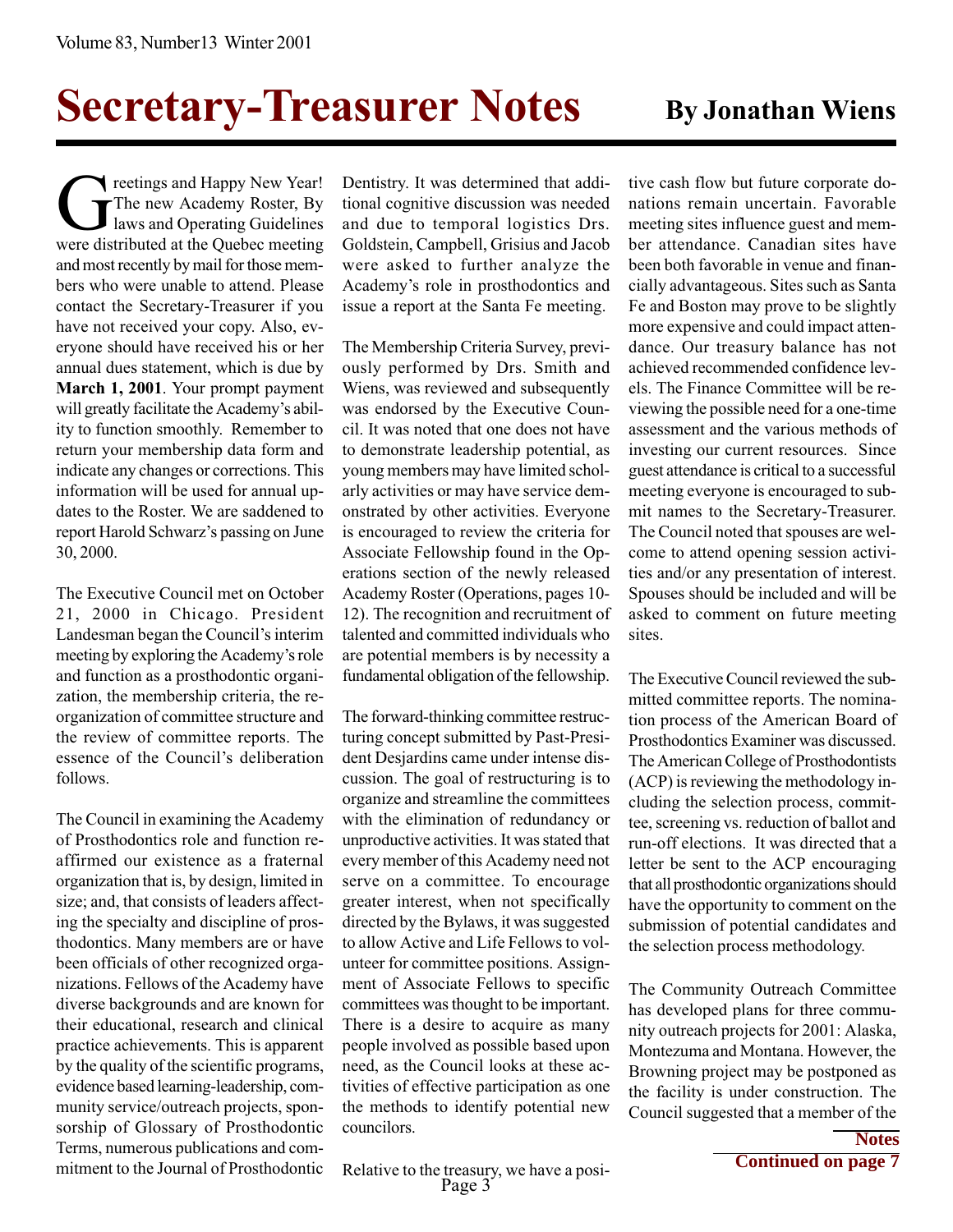# Secretary-Treasurer Notes

**By Jonathan Wiens**

Greetings and Happy New Year! The new Academy Roster, By laws and Operating Guidelines were distributed at the Quebec meeting and most recently by mail for those members who were unable to attend. Please contact the Secretary-Treasurer if you have not received your copy. Also, everyone should have received his or her annual dues statement, which is due by **March 1, 2001**. Your prompt payment will greatly facilitate the Academy's ability to function smoothly. Remember to return your membership data form and indicate any changes or corrections. This information will be used for annual updates to the Roster. We are saddened to report Harold Schwarz's passing on June 30, 2000.

The Executive Council met on October 21, 2000 in Chicago. President Landesman began the Council's interim meeting by exploring the Academy's role and function as a prosthodontic organization, the membership criteria, the reorganization of committee structure and the review of committee reports. The essence of the Council's deliberation follows.

The Council in examining the Academy of Prosthodontics role and function reaffirmed our existence as a fraternal organization that is, by design, limited in size; and, that consists of leaders affecting the specialty and discipline of prosthodontics. Many members are or have been officials of other recognized organizations. Fellows of the Academy have diverse backgrounds and are known for their educational, research and clinical practice achievements. This is apparent by the quality of the scientific programs, evidence based learning-leadership, community service/outreach projects, sponsorship of Glossary of Prosthodontic Terms, numerous publications and commitment to the Journal of Prosthodontic Dentistry. It was determined that additional cognitive discussion was needed and due to temporal logistics Drs. Goldstein, Campbell, Grisius and Jacob were asked to further analyze the Academy's role in prosthodontics and issue a report at the Santa Fe meeting.

The Membership Criteria Survey, previously performed by Drs. Smith and Wiens, was reviewed and subsequently was endorsed by the Executive Council. It was noted that one does not have to demonstrate leadership potential, as young members may have limited scholarly activities or may have service demonstrated by other activities. Everyone is encouraged to review the criteria for Associate Fellowship found in the Operations section of the newly released Academy Roster (Operations, pages 10-12). The recognition and recruitment of talented and committed individuals who are potential members is by necessity a fundamental obligation of the fellowship.

The forward-thinking committee restructuring concept submitted by Past-President Desjardins came under intense discussion. The goal of restructuring is to organize and streamline the committees with the elimination of redundancy or unproductive activities. It was stated that every member of this Academy need not serve on a committee. To encourage greater interest, when not specifically directed by the Bylaws, it was suggested to allow Active and Life Fellows to volunteer for committee positions. Assignment of Associate Fellows to specific committees was thought to be important. There is a desire to acquire as many people involved as possible based upon need, as the Council looks at these activities of effective participation as one the methods to identify potential new councilors.

Relative to the treasury, we have a positive cash flow but future corporate donations remain uncertain. Favorable meeting sites influence guest and member attendance. Canadian sites have been both favorable in venue and financially advantageous. Sites such as Santa Fe and Boston may prove to be slightly more expensive and could impact attendance. Our treasury balance has not achieved recommended confidence levels. The Finance Committee will be reviewing the possible need for a one-time assessment and the various methods of investing our current resources. Since guest attendance is critical to a successful meeting everyone is encouraged to submit names to the Secretary-Treasurer. The Council noted that spouses are welcome to attend opening session activities and/or any presentation of interest. Spouses should be included and will be asked to comment on future meeting sites.

The Executive Council reviewed the submitted committee reports. The nomination process of the American Board of Prosthodontics Examiner was discussed. The American College of Prosthodontists (ACP) is reviewing the methodology including the selection process, committee, screening vs. reduction of ballot and run-off elections. It was directed that a letter be sent to the ACP encouraging that all prosthodontic organizations should have the opportunity to comment on the submission of potential candidates and the selection process methodology.

The Community Outreach Committee has developed plans for three community outreach projects for 2001: Alaska, Montezuma and Montana. However, the Browning project may be postponed as the facility is under construction. The Council suggested that a member of the

**Notes**
**Continued on page 7**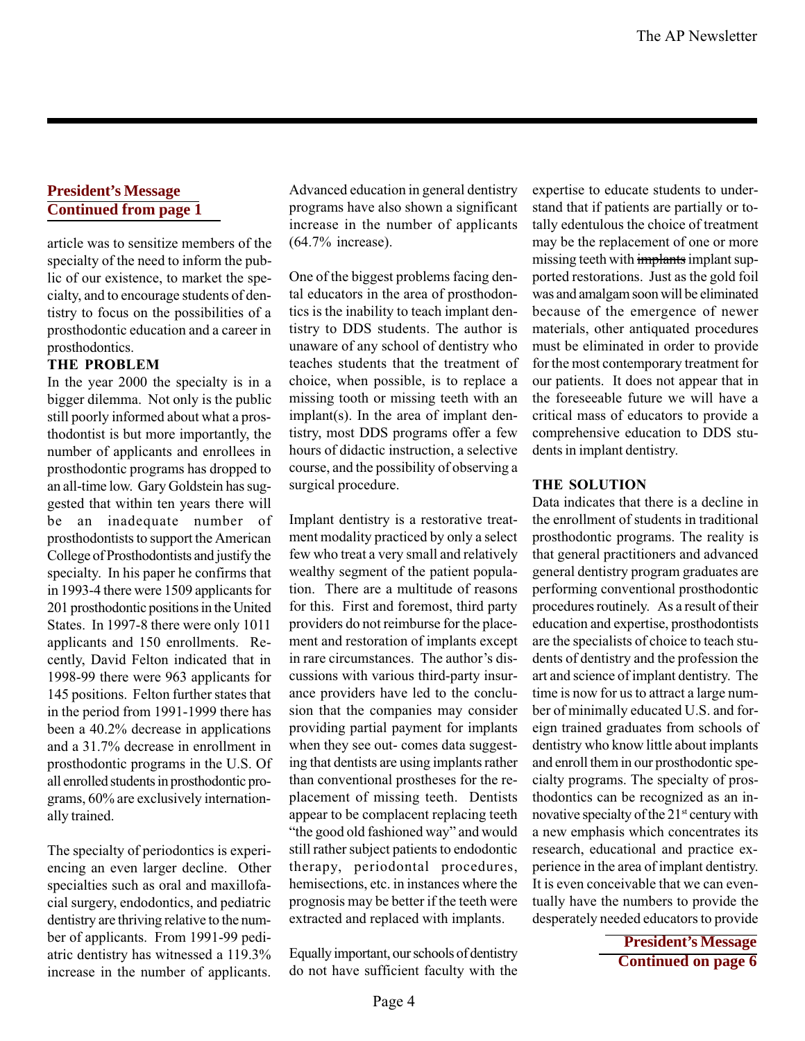**President's Message**
**Continued from page 1**

article was to sensitize members of the specialty of the need to inform the public of our existence, to market the specialty, and to encourage students of dentistry to focus on the possibilities of a prosthodontic education and a career in prosthodontics.

### THE PROBLEM

In the year 2000 the specialty is in a bigger dilemma. Not only is the public still poorly informed about what a prosthodontist is but more importantly, the number of applicants and enrollees in prosthodontic programs has dropped to an all-time low. Gary Goldstein has suggested that within ten years there will be an inadequate number of prosthodontists to support the American College of Prosthodontists and justify the specialty. In his paper he confirms that in 1993-4 there were 1509 applicants for 201 prosthodontic positions in the United States. In 1997-8 there were only 1011 applicants and 150 enrollments. Recently, David Felton indicated that in 1998-99 there were 963 applicants for 145 positions. Felton further states that in the period from 1991-1999 there has been a 40.2% decrease in applications and a 31.7% decrease in enrollment in prosthodontic programs in the U.S. Of all enrolled students in prosthodontic programs, 60% are exclusively internationally trained.

The specialty of periodontics is experiencing an even larger decline. Other specialties such as oral and maxillofacial surgery, endodontics, and pediatric dentistry are thriving relative to the number of applicants. From 1991-99 pediatric dentistry has witnessed a 119.3% increase in the number of applicants. Advanced education in general dentistry programs have also shown a significant increase in the number of applicants (64.7% increase).

One of the biggest problems facing dental educators in the area of prosthodontics is the inability to teach implant dentistry to DDS students. The author is unaware of any school of dentistry who teaches students that the treatment of choice, when possible, is to replace a missing tooth or missing teeth with an implant(s). In the area of implant dentistry, most DDS programs offer a few hours of didactic instruction, a selective course, and the possibility of observing a surgical procedure.

Implant dentistry is a restorative treatment modality practiced by only a select few who treat a very small and relatively wealthy segment of the patient population. There are a multitude of reasons for this. First and foremost, third party providers do not reimburse for the placement and restoration of implants except in rare circumstances. The author's discussions with various third-party insurance providers have led to the conclusion that the companies may consider providing partial payment for implants when they see out- comes data suggesting that dentists are using implants rather than conventional prostheses for the replacement of missing teeth. Dentists appear to be complacent replacing teeth "the good old fashioned way" and would still rather subject patients to endodontic therapy, periodontal procedures, hemisections, etc. in instances where the prognosis may be better if the teeth were extracted and replaced with implants.

Equally important, our schools of dentistry do not have sufficient faculty with the expertise to educate students to understand that if patients are partially or totally edentulous the choice of treatment may be the replacement of one or more missing teeth with ~~implants~~ implant supported restorations. Just as the gold foil was and amalgam soon will be eliminated because of the emergence of newer materials, other antiquated procedures must be eliminated in order to provide for the most contemporary treatment for our patients. It does not appear that in the foreseeable future we will have a critical mass of educators to provide a comprehensive education to DDS students in implant dentistry.

### THE SOLUTION

Data indicates that there is a decline in the enrollment of students in traditional prosthodontic programs. The reality is that general practitioners and advanced general dentistry program graduates are performing conventional prosthodontic procedures routinely. As a result of their education and expertise, prosthodontists are the specialists of choice to teach students of dentistry and the profession the art and science of implant dentistry. The time is now for us to attract a large number of minimally educated U.S. and foreign trained graduates from schools of dentistry who know little about implants and enroll them in our prosthodontic specialty programs. The specialty of prosthodontics can be recognized as an innovative specialty of the 21st century with a new emphasis which concentrates its research, educational and practice experience in the area of implant dentistry. It is even conceivable that we can eventually have the numbers to provide the desperately needed educators to provide

**President's Message**
**Continued on page 6**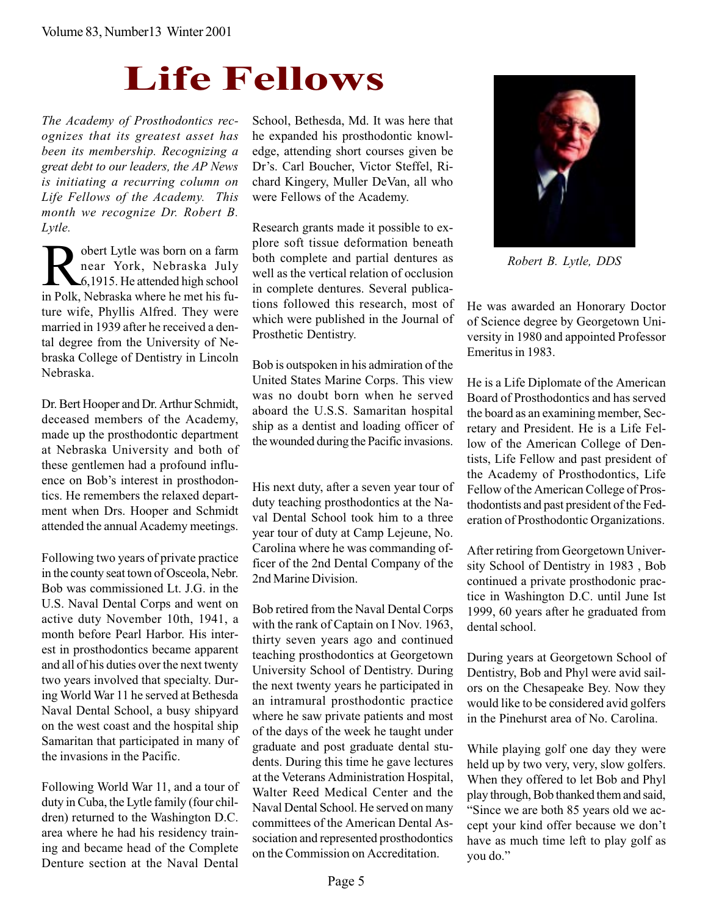# Life Fellows

*The Academy of Prosthodontics recognizes that its greatest asset has been its membership. Recognizing a great debt to our leaders, the AP News is initiating a recurring column on Life Fellows of the Academy. This month we recognize Dr. Robert B. Lytle.*

Robert Lytle was born on a farm near York, Nebraska July 6,1915. He attended high school in Polk, Nebraska where he met his future wife, Phyllis Alfred. They were married in 1939 after he received a dental degree from the University of Nebraska College of Dentistry in Lincoln Nebraska.

Dr. Bert Hooper and Dr. Arthur Schmidt, deceased members of the Academy, made up the prosthodontic department at Nebraska University and both of these gentlemen had a profound influence on Bob's interest in prosthodontics. He remembers the relaxed department when Drs. Hooper and Schmidt attended the annual Academy meetings.

Following two years of private practice in the county seat town of Osceola, Nebr. Bob was commissioned Lt. J.G. in the U.S. Naval Dental Corps and went on active duty November 10th, 1941, a month before Pearl Harbor. His interest in prosthodontics became apparent and all of his duties over the next twenty two years involved that specialty. During World War 11 he served at Bethesda Naval Dental School, a busy shipyard on the west coast and the hospital ship Samaritan that participated in many of the invasions in the Pacific.

Following World War 11, and a tour of duty in Cuba, the Lytle family (four children) returned to the Washington D.C. area where he had his residency training and became head of the Complete Denture section at the Naval Dental School, Bethesda, Md. It was here that he expanded his prosthodontic knowledge, attending short courses given be Dr's. Carl Boucher, Victor Steffel, Richard Kingery, Muller DeVan, all who were Fellows of the Academy.

Research grants made it possible to explore soft tissue deformation beneath both complete and partial dentures as well as the vertical relation of occlusion in complete dentures. Several publications followed this research, most of which were published in the Journal of Prosthetic Dentistry.

Bob is outspoken in his admiration of the United States Marine Corps. This view was no doubt born when he served aboard the U.S.S. Samaritan hospital ship as a dentist and loading officer of the wounded during the Pacific invasions.

His next duty, after a seven year tour of duty teaching prosthodontics at the Naval Dental School took him to a three year tour of duty at Camp Lejeune, No. Carolina where he was commanding officer of the 2nd Dental Company of the 2nd Marine Division.

Bob retired from the Naval Dental Corps with the rank of Captain on I Nov. 1963, thirty seven years ago and continued teaching prosthodontics at Georgetown University School of Dentistry. During the next twenty years he participated in an intramural prosthodontic practice where he saw private patients and most of the days of the week he taught under graduate and post graduate dental students. During this time he gave lectures at the Veterans Administration Hospital, Walter Reed Medical Center and the Naval Dental School. He served on many committees of the American Dental Association and represented prosthodontics on the Commission on Accreditation.

*Robert B. Lytle, DDS*

He was awarded an Honorary Doctor of Science degree by Georgetown University in 1980 and appointed Professor Emeritus in 1983.

He is a Life Diplomate of the American Board of Prosthodontics and has served the board as an examining member, Secretary and President. He is a Life Fellow of the American College of Dentists, Life Fellow and past president of the Academy of Prosthodontics, Life Fellow of the American College of Prosthodontists and past president of the Federation of Prosthodontic Organizations.

After retiring from Georgetown University School of Dentistry in 1983 , Bob continued a private prosthodonic practice in Washington D.C. until June Ist 1999, 60 years after he graduated from dental school.

During years at Georgetown School of Dentistry, Bob and Phyl were avid sailors on the Chesapeake Bey. Now they would like to be considered avid golfers in the Pinehurst area of No. Carolina.

While playing golf one day they were held up by two very, very, slow golfers. When they offered to let Bob and Phyl play through, Bob thanked them and said, "Since we are both 85 years old we accept your kind offer because we don't have as much time left to play golf as you do."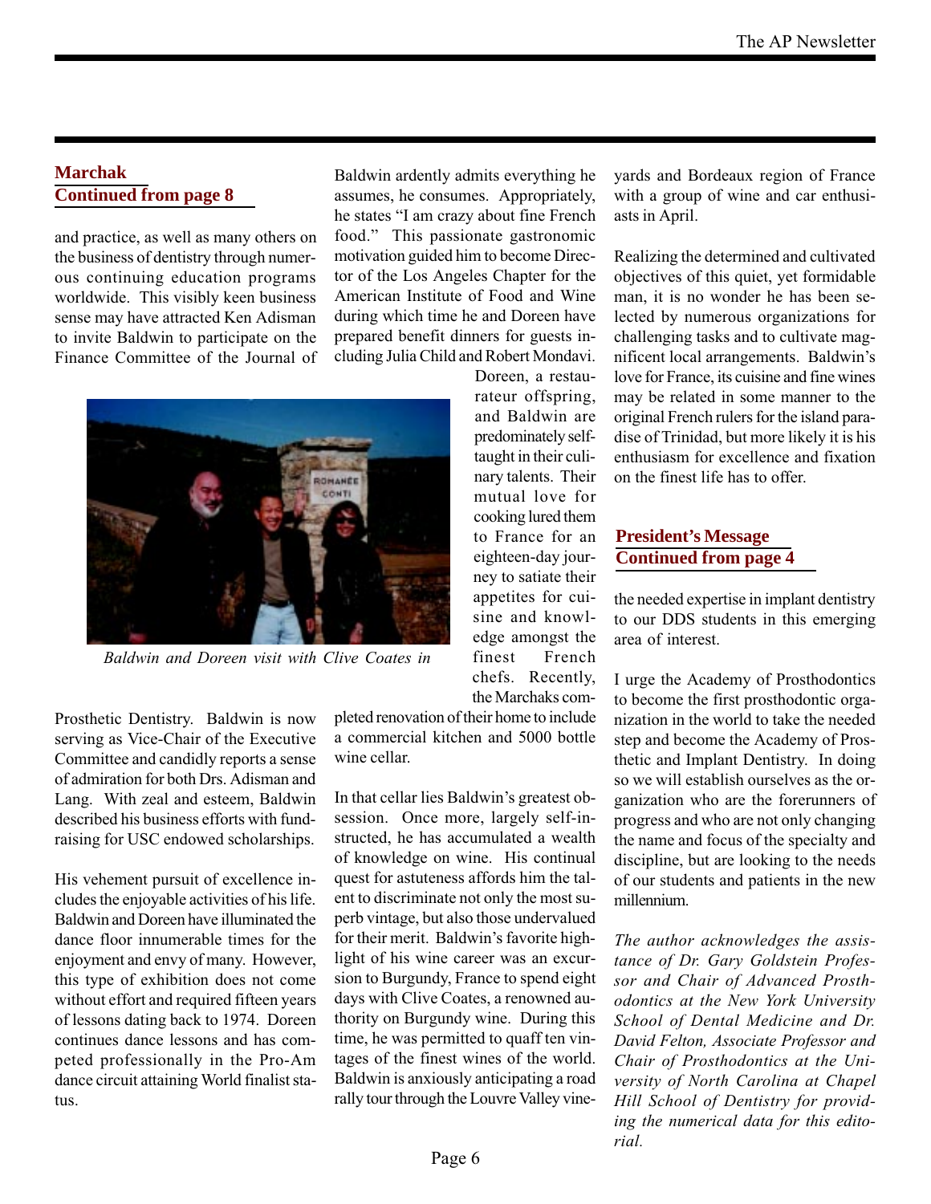## Marchak
### Continued from page 8

and practice, as well as many others on the business of dentistry through numerous continuing education programs worldwide. This visibly keen business sense may have attracted Ken Adisman to invite Baldwin to participate on the Finance Committee of the Journal of Prosthetic Dentistry. Baldwin is now serving as Vice-Chair of the Executive Committee and candidly reports a sense of admiration for both Drs. Adisman and Lang. With zeal and esteem, Baldwin described his business efforts with fundraising for USC endowed scholarships.

*Baldwin and Doreen visit with Clive Coates in*

His vehement pursuit of excellence includes the enjoyable activities of his life. Baldwin and Doreen have illuminated the dance floor innumerable times for the enjoyment and envy of many. However, this type of exhibition does not come without effort and required fifteen years of lessons dating back to 1974. Doreen continues dance lessons and has competed professionally in the Pro-Am dance circuit attaining World finalist status.

Baldwin ardently admits everything he assumes, he consumes. Appropriately, he states "I am crazy about fine French food." This passionate gastronomic motivation guided him to become Director of the Los Angeles Chapter for the American Institute of Food and Wine during which time he and Doreen have prepared benefit dinners for guests including Julia Child and Robert Mondavi. Doreen, a restaurateur offspring, and Baldwin are predominately self-taught in their culinary talents. Their mutual love for cooking lured them to France for an eighteen-day journey to satiate their appetites for cuisine and knowledge amongst the finest French chefs. Recently, the Marchaks completed renovation of their home to include a commercial kitchen and 5000 bottle wine cellar.

In that cellar lies Baldwin's greatest obsession. Once more, largely self-instructed, he has accumulated a wealth of knowledge on wine. His continual quest for astuteness affords him the talent to discriminate not only the most superb vintage, but also those undervalued for their merit. Baldwin's favorite highlight of his wine career was an excursion to Burgundy, France to spend eight days with Clive Coates, a renowned authority on Burgundy wine. During this time, he was permitted to quaff ten vintages of the finest wines of the world. Baldwin is anxiously anticipating a road rally tour through the Louvre Valley vineyards and Bordeaux region of France with a group of wine and car enthusiasts in April.

Realizing the determined and cultivated objectives of this quiet, yet formidable man, it is no wonder he has been selected by numerous organizations for challenging tasks and to cultivate magnificent local arrangements. Baldwin's love for France, its cuisine and fine wines may be related in some manner to the original French rulers for the island paradise of Trinidad, but more likely it is his enthusiasm for excellence and fixation on the finest life has to offer.

## President's Message
### Continued from page 4

the needed expertise in implant dentistry to our DDS students in this emerging area of interest.

I urge the Academy of Prosthodontics to become the first prosthodontic organization in the world to take the needed step and become the Academy of Prosthetic and Implant Dentistry. In doing so we will establish ourselves as the organization who are the forerunners of progress and who are not only changing the name and focus of the specialty and discipline, but are looking to the needs of our students and patients in the new millennium.

*The author acknowledges the assistance of Dr. Gary Goldstein Professor and Chair of Advanced Prosthodontics at the New York University School of Dental Medicine and Dr. David Felton, Associate Professor and Chair of Prosthodontics at the University of North Carolina at Chapel Hill School of Dentistry for providing the numerical data for this editorial.*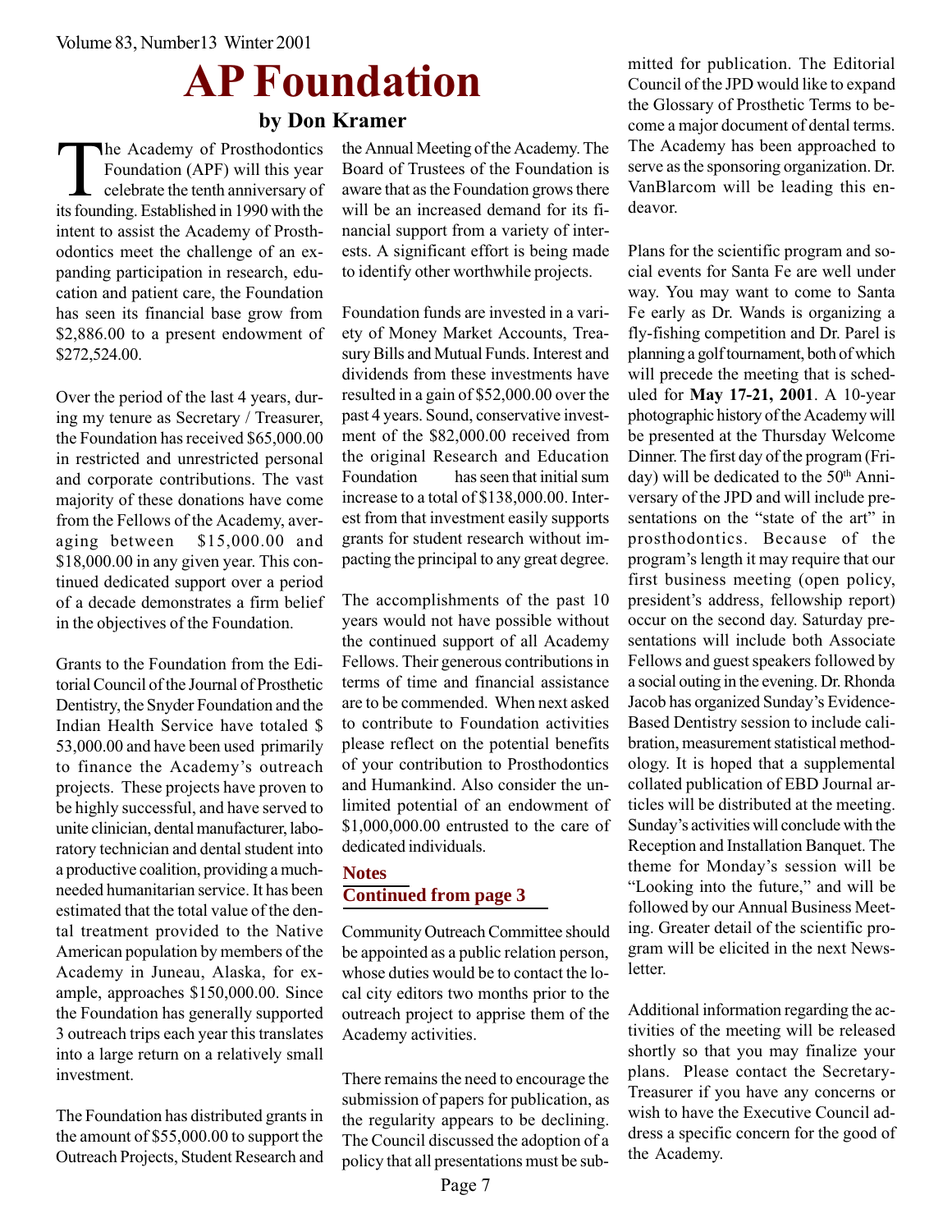# AP Foundation

### by Don Kramer

The Academy of Prosthodontics Foundation (APF) will this year celebrate the tenth anniversary of its founding. Established in 1990 with the intent to assist the Academy of Prosthodontics meet the challenge of an expanding participation in research, education and patient care, the Foundation has seen its financial base grow from $2,886.00 to a present endowment of $272,524.00.

Over the period of the last 4 years, during my tenure as Secretary / Treasurer, the Foundation has received $65,000.00 in restricted and unrestricted personal and corporate contributions. The vast majority of these donations have come from the Fellows of the Academy, averaging between $15,000.00 and $18,000.00 in any given year. This continued dedicated support over a period of a decade demonstrates a firm belief in the objectives of the Foundation.

Grants to the Foundation from the Editorial Council of the Journal of Prosthetic Dentistry, the Snyder Foundation and the Indian Health Service have totaled $ 53,000.00 and have been used primarily to finance the Academy's outreach projects. These projects have proven to be highly successful, and have served to unite clinician, dental manufacturer, laboratory technician and dental student into a productive coalition, providing a much-needed humanitarian service. It has been estimated that the total value of the dental treatment provided to the Native American population by members of the Academy in Juneau, Alaska, for example, approaches $150,000.00. Since the Foundation has generally supported 3 outreach trips each year this translates into a large return on a relatively small investment.

The Foundation has distributed grants in the amount of $55,000.00 to support the Outreach Projects, Student Research and the Annual Meeting of the Academy. The Board of Trustees of the Foundation is aware that as the Foundation grows there will be an increased demand for its financial support from a variety of interests. A significant effort is being made to identify other worthwhile projects.

Foundation funds are invested in a variety of Money Market Accounts, Treasury Bills and Mutual Funds. Interest and dividends from these investments have resulted in a gain of $52,000.00 over the past 4 years. Sound, conservative investment of the $82,000.00 received from the original Research and Education Foundation has seen that initial sum increase to a total of $138,000.00. Interest from that investment easily supports grants for student research without impacting the principal to any great degree.

The accomplishments of the past 10 years would not have possible without the continued support of all Academy Fellows. Their generous contributions in terms of time and financial assistance are to be commended. When next asked to contribute to Foundation activities please reflect on the potential benefits of your contribution to Prosthodontics and Humankind. Also consider the unlimited potential of an endowment of $1,000,000.00 entrusted to the care of dedicated individuals.

## Notes
### Continued from page 3

Community Outreach Committee should be appointed as a public relation person, whose duties would be to contact the local city editors two months prior to the outreach project to apprise them of the Academy activities.

There remains the need to encourage the submission of papers for publication, as the regularity appears to be declining. The Council discussed the adoption of a policy that all presentations must be submitted for publication. The Editorial Council of the JPD would like to expand the Glossary of Prosthetic Terms to become a major document of dental terms. The Academy has been approached to serve as the sponsoring organization. Dr. VanBlarcom will be leading this endeavor.

Plans for the scientific program and social events for Santa Fe are well under way. You may want to come to Santa Fe early as Dr. Wands is organizing a fly-fishing competition and Dr. Parel is planning a golf tournament, both of which will precede the meeting that is scheduled for **May 17-21, 2001**. A 10-year photographic history of the Academy will be presented at the Thursday Welcome Dinner. The first day of the program (Friday) will be dedicated to the 50th Anniversary of the JPD and will include presentations on the "state of the art" in prosthodontics. Because of the program's length it may require that our first business meeting (open policy, president's address, fellowship report) occur on the second day. Saturday presentations will include both Associate Fellows and guest speakers followed by a social outing in the evening. Dr. Rhonda Jacob has organized Sunday's Evidence-Based Dentistry session to include calibration, measurement statistical methodology. It is hoped that a supplemental collated publication of EBD Journal articles will be distributed at the meeting. Sunday's activities will conclude with the Reception and Installation Banquet. The theme for Monday's session will be "Looking into the future," and will be followed by our Annual Business Meeting. Greater detail of the scientific program will be elicited in the next Newsletter.

Additional information regarding the activities of the meeting will be released shortly so that you may finalize your plans. Please contact the Secretary-Treasurer if you have any concerns or wish to have the Executive Council address a specific concern for the good of the Academy.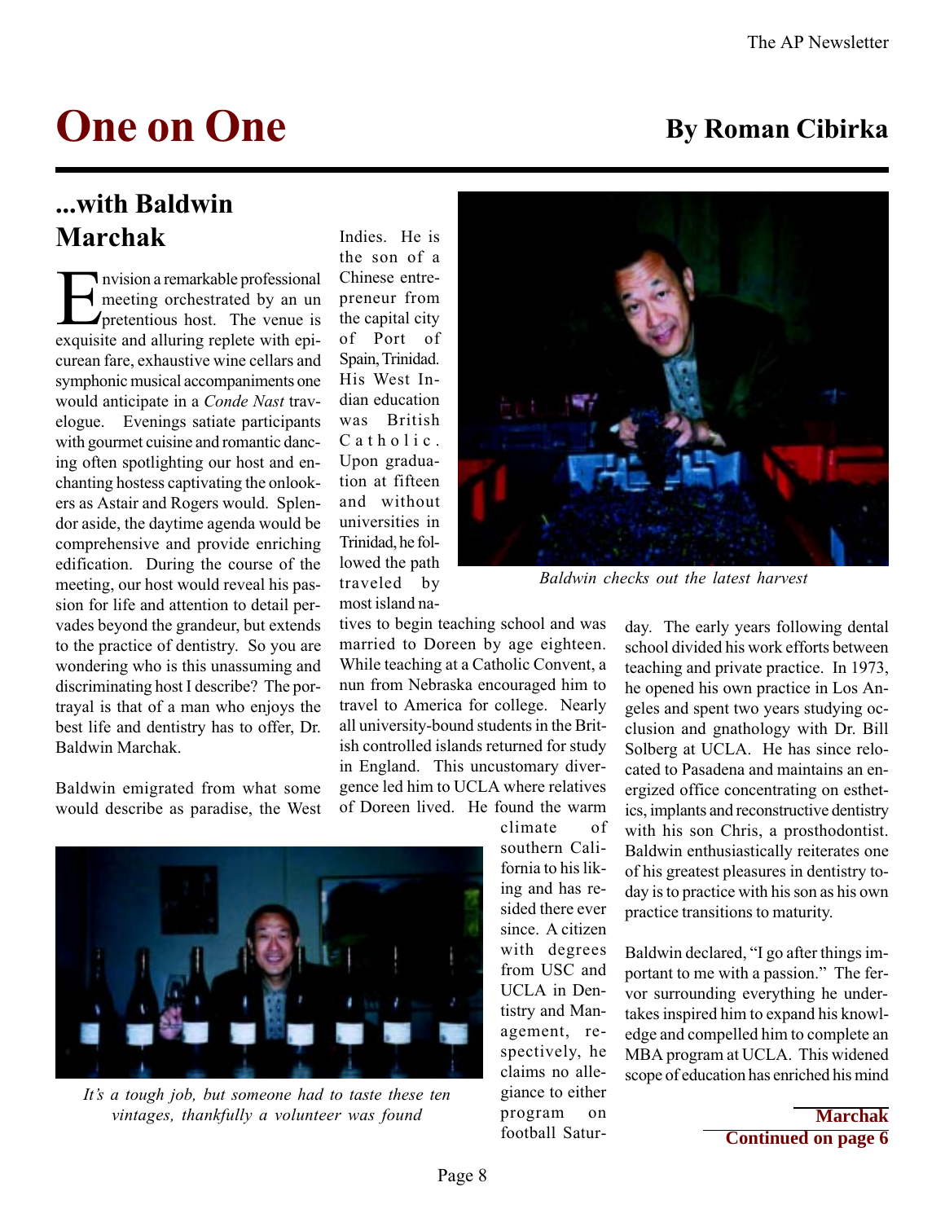# One on One

**By Roman Cibirka**

## ...with Baldwin Marchak

Envision a remarkable professional meeting orchestrated by an un pretentious host. The venue is exquisite and alluring replete with epicurean fare, exhaustive wine cellars and symphonic musical accompaniments one would anticipate in a *Conde Nast* travelogue. Evenings satiate participants with gourmet cuisine and romantic dancing often spotlighting our host and enchanting hostess captivating the onlookers as Astair and Rogers would. Splendor aside, the daytime agenda would be comprehensive and provide enriching edification. During the course of the meeting, our host would reveal his passion for life and attention to detail pervades beyond the grandeur, but extends to the practice of dentistry. So you are wondering who is this unassuming and discriminating host I describe? The portrayal is that of a man who enjoys the best life and dentistry has to offer, Dr. Baldwin Marchak.

Baldwin emigrated from what some would describe as paradise, the West Indies. He is the son of a Chinese entrepreneur from the capital city of Port of Spain, Trinidad. His West Indian education was British Catholic. Upon graduation at fifteen and without universities in Trinidad, he followed the path traveled by most island natives to begin teaching school and was married to Doreen by age eighteen. While teaching at a Catholic Convent, a nun from Nebraska encouraged him to travel to America for college. Nearly all university-bound students in the British controlled islands returned for study in England. This uncustomary divergence led him to UCLA where relatives of Doreen lived. He found the warm climate of southern California to his liking and has resided there ever since. A citizen with degrees from USC and UCLA in Dentistry and Management, respectively, he claims no allegiance to either program on football Saturday. The early years following dental school divided his work efforts between teaching and private practice. In 1973, he opened his own practice in Los Angeles and spent two years studying occlusion and gnathology with Dr. Bill Solberg at UCLA. He has since relocated to Pasadena and maintains an energized office concentrating on esthetics, implants and reconstructive dentistry with his son Chris, a prosthodontist. Baldwin enthusiastically reiterates one of his greatest pleasures in dentistry today is to practice with his son as his own practice transitions to maturity.

*Baldwin checks out the latest harvest*

*It's a tough job, but someone had to taste these ten vintages, thankfully a volunteer was found*

Baldwin declared, "I go after things important to me with a passion." The fervor surrounding everything he undertakes inspired him to expand his knowledge and compelled him to complete an MBA program at UCLA. This widened scope of education has enriched his mind

**Marchak**
**Continued on page 6**